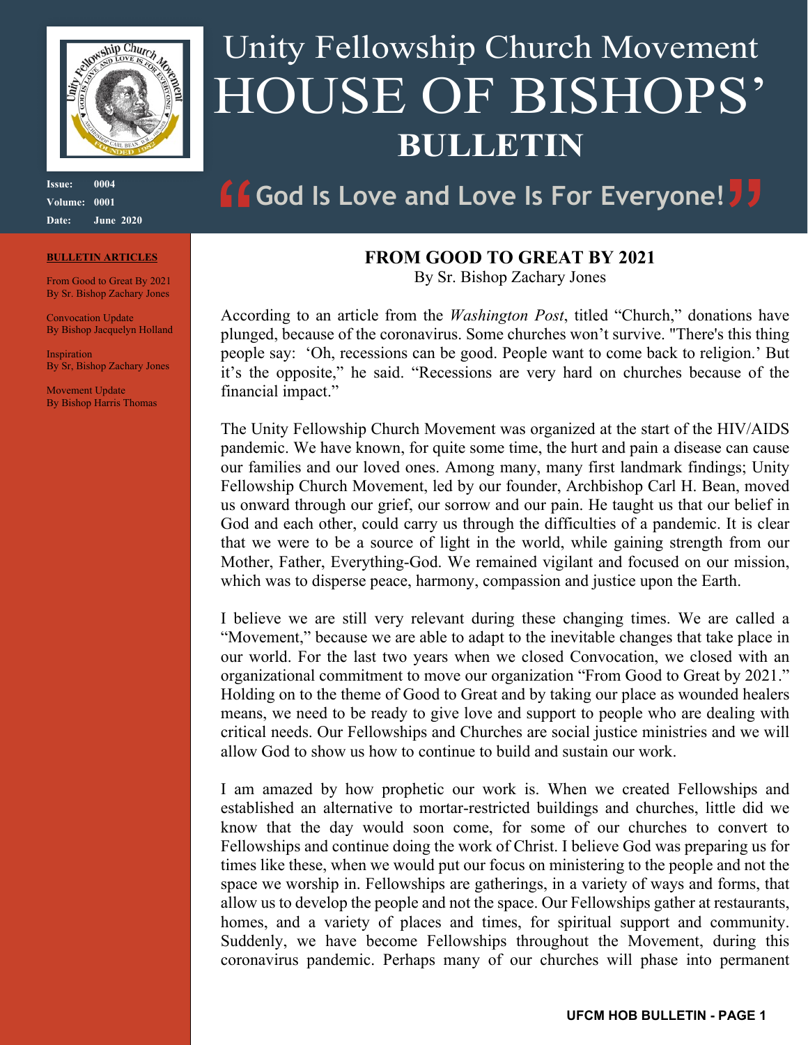# Unity Fellowship Church Movement HOUSE OF BISHOPS' BULLETIN

**Issue:** 0004
**Volume:** 0001
**Date:** June 2020

## "God Is Love and Love Is For Everyone!"

**BULLETIN ARTICLES**

From Good to Great By 2021
By Sr. Bishop Zachary Jones

Convocation Update
By Bishop Jacquelyn Holland

Inspiration
By Sr, Bishop Zachary Jones

Movement Update
By Bishop Harris Thomas

## FROM GOOD TO GREAT BY 2021

By Sr. Bishop Zachary Jones

According to an article from the *Washington Post*, titled "Church," donations have plunged, because of the coronavirus. Some churches won't survive. "There's this thing people say: 'Oh, recessions can be good. People want to come back to religion.' But it's the opposite," he said. "Recessions are very hard on churches because of the financial impact."

The Unity Fellowship Church Movement was organized at the start of the HIV/AIDS pandemic. We have known, for quite some time, the hurt and pain a disease can cause our families and our loved ones. Among many, many first landmark findings; Unity Fellowship Church Movement, led by our founder, Archbishop Carl H. Bean, moved us onward through our grief, our sorrow and our pain. He taught us that our belief in God and each other, could carry us through the difficulties of a pandemic. It is clear that we were to be a source of light in the world, while gaining strength from our Mother, Father, Everything-God. We remained vigilant and focused on our mission, which was to disperse peace, harmony, compassion and justice upon the Earth.

I believe we are still very relevant during these changing times. We are called a "Movement," because we are able to adapt to the inevitable changes that take place in our world. For the last two years when we closed Convocation, we closed with an organizational commitment to move our organization "From Good to Great by 2021." Holding on to the theme of Good to Great and by taking our place as wounded healers means, we need to be ready to give love and support to people who are dealing with critical needs. Our Fellowships and Churches are social justice ministries and we will allow God to show us how to continue to build and sustain our work.

I am amazed by how prophetic our work is. When we created Fellowships and established an alternative to mortar-restricted buildings and churches, little did we know that the day would soon come, for some of our churches to convert to Fellowships and continue doing the work of Christ. I believe God was preparing us for times like these, when we would put our focus on ministering to the people and not the space we worship in. Fellowships are gatherings, in a variety of ways and forms, that allow us to develop the people and not the space. Our Fellowships gather at restaurants, homes, and a variety of places and times, for spiritual support and community. Suddenly, we have become Fellowships throughout the Movement, during this coronavirus pandemic. Perhaps many of our churches will phase into permanent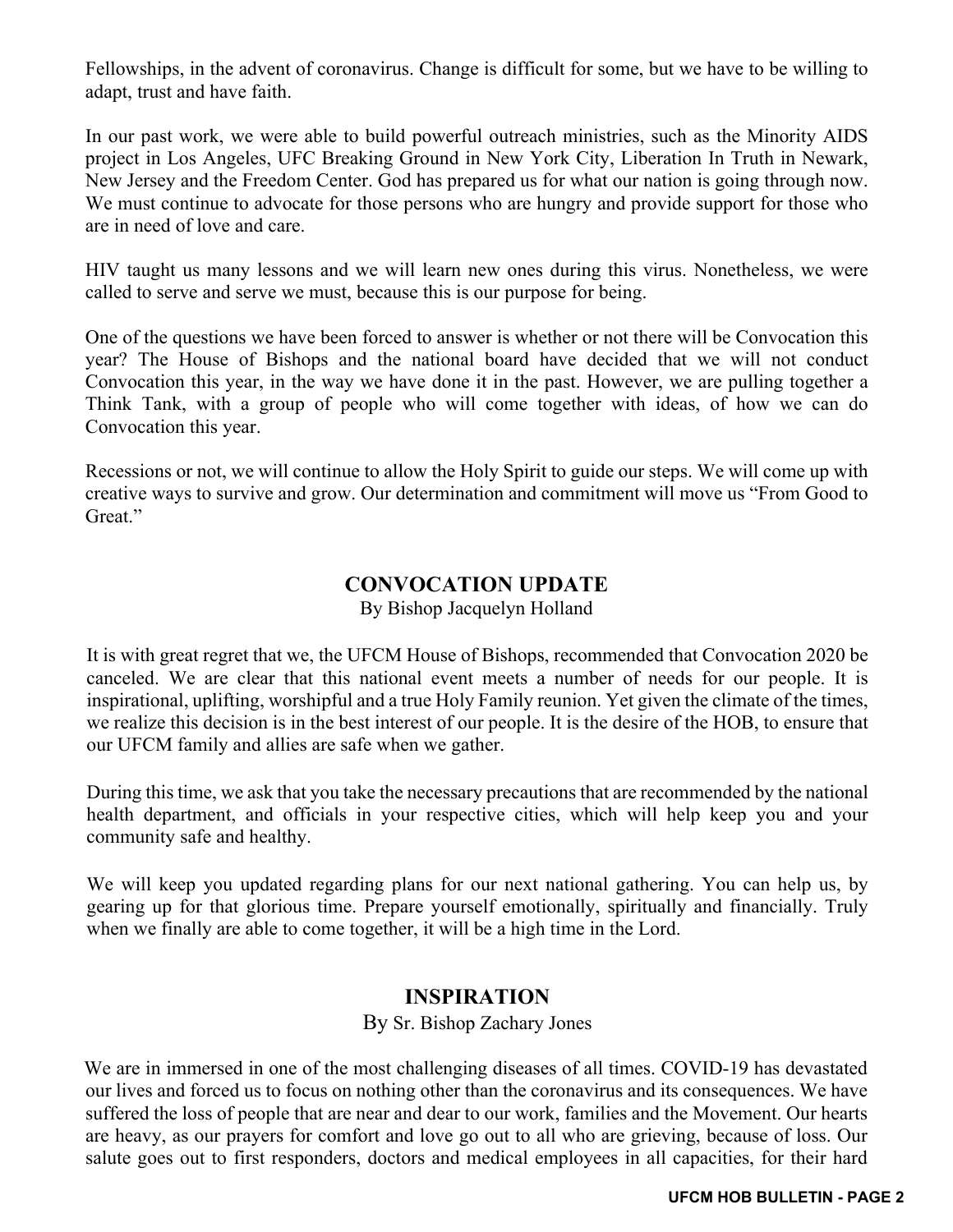Fellowships, in the advent of coronavirus. Change is difficult for some, but we have to be willing to adapt, trust and have faith.

In our past work, we were able to build powerful outreach ministries, such as the Minority AIDS project in Los Angeles, UFC Breaking Ground in New York City, Liberation In Truth in Newark, New Jersey and the Freedom Center. God has prepared us for what our nation is going through now. We must continue to advocate for those persons who are hungry and provide support for those who are in need of love and care.

HIV taught us many lessons and we will learn new ones during this virus. Nonetheless, we were called to serve and serve we must, because this is our purpose for being.

One of the questions we have been forced to answer is whether or not there will be Convocation this year? The House of Bishops and the national board have decided that we will not conduct Convocation this year, in the way we have done it in the past. However, we are pulling together a Think Tank, with a group of people who will come together with ideas, of how we can do Convocation this year.

Recessions or not, we will continue to allow the Holy Spirit to guide our steps. We will come up with creative ways to survive and grow. Our determination and commitment will move us "From Good to Great."

## CONVOCATION UPDATE

By Bishop Jacquelyn Holland

It is with great regret that we, the UFCM House of Bishops, recommended that Convocation 2020 be canceled. We are clear that this national event meets a number of needs for our people. It is inspirational, uplifting, worshipful and a true Holy Family reunion. Yet given the climate of the times, we realize this decision is in the best interest of our people. It is the desire of the HOB, to ensure that our UFCM family and allies are safe when we gather.

During this time, we ask that you take the necessary precautions that are recommended by the national health department, and officials in your respective cities, which will help keep you and your community safe and healthy.

We will keep you updated regarding plans for our next national gathering. You can help us, by gearing up for that glorious time. Prepare yourself emotionally, spiritually and financially. Truly when we finally are able to come together, it will be a high time in the Lord.

## INSPIRATION

By Sr. Bishop Zachary Jones

We are in immersed in one of the most challenging diseases of all times. COVID-19 has devastated our lives and forced us to focus on nothing other than the coronavirus and its consequences. We have suffered the loss of people that are near and dear to our work, families and the Movement. Our hearts are heavy, as our prayers for comfort and love go out to all who are grieving, because of loss. Our salute goes out to first responders, doctors and medical employees in all capacities, for their hard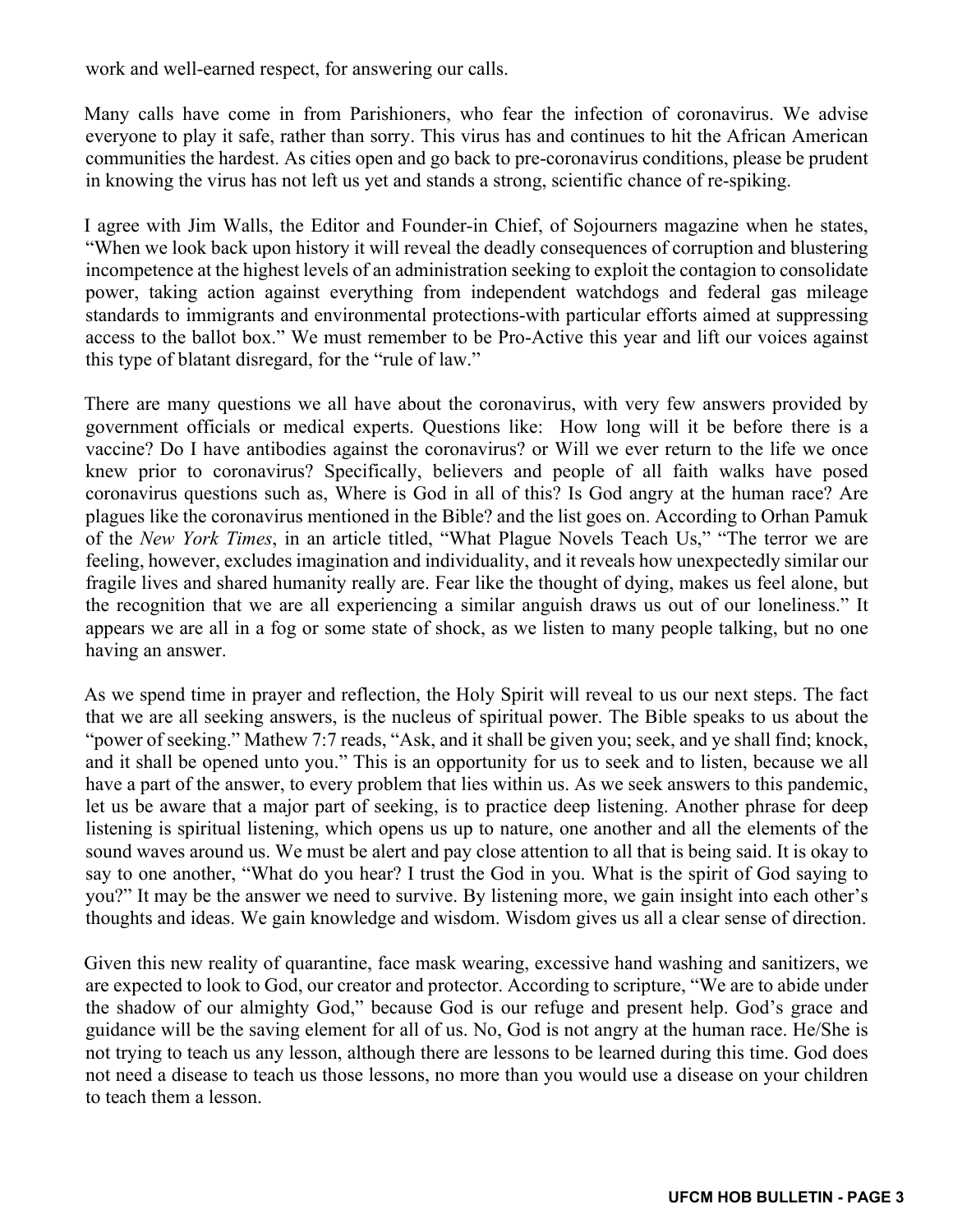work and well-earned respect, for answering our calls.

Many calls have come in from Parishioners, who fear the infection of coronavirus. We advise everyone to play it safe, rather than sorry. This virus has and continues to hit the African American communities the hardest. As cities open and go back to pre-coronavirus conditions, please be prudent in knowing the virus has not left us yet and stands a strong, scientific chance of re-spiking.

I agree with Jim Walls, the Editor and Founder-in Chief, of Sojourners magazine when he states, "When we look back upon history it will reveal the deadly consequences of corruption and blustering incompetence at the highest levels of an administration seeking to exploit the contagion to consolidate power, taking action against everything from independent watchdogs and federal gas mileage standards to immigrants and environmental protections-with particular efforts aimed at suppressing access to the ballot box." We must remember to be Pro-Active this year and lift our voices against this type of blatant disregard, for the "rule of law."

There are many questions we all have about the coronavirus, with very few answers provided by government officials or medical experts. Questions like: How long will it be before there is a vaccine? Do I have antibodies against the coronavirus? or Will we ever return to the life we once knew prior to coronavirus? Specifically, believers and people of all faith walks have posed coronavirus questions such as, Where is God in all of this? Is God angry at the human race? Are plagues like the coronavirus mentioned in the Bible? and the list goes on. According to Orhan Pamuk of the *New York Times*, in an article titled, "What Plague Novels Teach Us," "The terror we are feeling, however, excludes imagination and individuality, and it reveals how unexpectedly similar our fragile lives and shared humanity really are. Fear like the thought of dying, makes us feel alone, but the recognition that we are all experiencing a similar anguish draws us out of our loneliness." It appears we are all in a fog or some state of shock, as we listen to many people talking, but no one having an answer.

As we spend time in prayer and reflection, the Holy Spirit will reveal to us our next steps. The fact that we are all seeking answers, is the nucleus of spiritual power. The Bible speaks to us about the "power of seeking." Mathew 7:7 reads, "Ask, and it shall be given you; seek, and ye shall find; knock, and it shall be opened unto you." This is an opportunity for us to seek and to listen, because we all have a part of the answer, to every problem that lies within us. As we seek answers to this pandemic, let us be aware that a major part of seeking, is to practice deep listening. Another phrase for deep listening is spiritual listening, which opens us up to nature, one another and all the elements of the sound waves around us. We must be alert and pay close attention to all that is being said. It is okay to say to one another, "What do you hear? I trust the God in you. What is the spirit of God saying to you?" It may be the answer we need to survive. By listening more, we gain insight into each other's thoughts and ideas. We gain knowledge and wisdom. Wisdom gives us all a clear sense of direction.

Given this new reality of quarantine, face mask wearing, excessive hand washing and sanitizers, we are expected to look to God, our creator and protector. According to scripture, "We are to abide under the shadow of our almighty God," because God is our refuge and present help. God's grace and guidance will be the saving element for all of us. No, God is not angry at the human race. He/She is not trying to teach us any lesson, although there are lessons to be learned during this time. God does not need a disease to teach us those lessons, no more than you would use a disease on your children to teach them a lesson.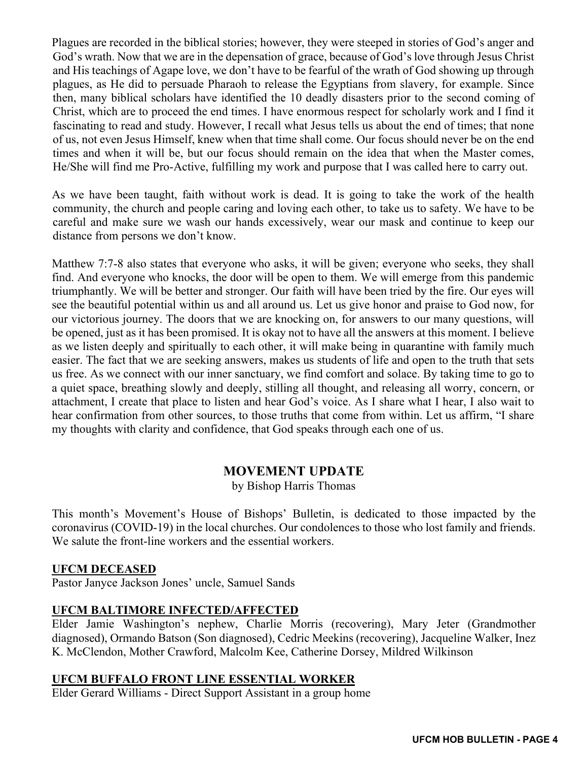Plagues are recorded in the biblical stories; however, they were steeped in stories of God's anger and God's wrath. Now that we are in the depensation of grace, because of God's love through Jesus Christ and His teachings of Agape love, we don't have to be fearful of the wrath of God showing up through plagues, as He did to persuade Pharaoh to release the Egyptians from slavery, for example. Since then, many biblical scholars have identified the 10 deadly disasters prior to the second coming of Christ, which are to proceed the end times. I have enormous respect for scholarly work and I find it fascinating to read and study. However, I recall what Jesus tells us about the end of times; that none of us, not even Jesus Himself, knew when that time shall come. Our focus should never be on the end times and when it will be, but our focus should remain on the idea that when the Master comes, He/She will find me Pro-Active, fulfilling my work and purpose that I was called here to carry out.

As we have been taught, faith without work is dead. It is going to take the work of the health community, the church and people caring and loving each other, to take us to safety. We have to be careful and make sure we wash our hands excessively, wear our mask and continue to keep our distance from persons we don't know.

Matthew 7:7-8 also states that everyone who asks, it will be given; everyone who seeks, they shall find. And everyone who knocks, the door will be open to them. We will emerge from this pandemic triumphantly. We will be better and stronger. Our faith will have been tried by the fire. Our eyes will see the beautiful potential within us and all around us. Let us give honor and praise to God now, for our victorious journey. The doors that we are knocking on, for answers to our many questions, will be opened, just as it has been promised. It is okay not to have all the answers at this moment. I believe as we listen deeply and spiritually to each other, it will make being in quarantine with family much easier. The fact that we are seeking answers, makes us students of life and open to the truth that sets us free. As we connect with our inner sanctuary, we find comfort and solace. By taking time to go to a quiet space, breathing slowly and deeply, stilling all thought, and releasing all worry, concern, or attachment, I create that place to listen and hear God's voice. As I share what I hear, I also wait to hear confirmation from other sources, to those truths that come from within. Let us affirm, "I share my thoughts with clarity and confidence, that God speaks through each one of us.

## MOVEMENT UPDATE

by Bishop Harris Thomas

This month's Movement's House of Bishops' Bulletin, is dedicated to those impacted by the coronavirus (COVID-19) in the local churches. Our condolences to those who lost family and friends. We salute the front-line workers and the essential workers.

**UFCM DECEASED**

Pastor Janyce Jackson Jones' uncle, Samuel Sands

**UFCM BALTIMORE INFECTED/AFFECTED**

Elder Jamie Washington's nephew, Charlie Morris (recovering), Mary Jeter (Grandmother diagnosed), Ormando Batson (Son diagnosed), Cedric Meekins (recovering), Jacqueline Walker, Inez K. McClendon, Mother Crawford, Malcolm Kee, Catherine Dorsey, Mildred Wilkinson

**UFCM BUFFALO FRONT LINE ESSENTIAL WORKER**

Elder Gerard Williams - Direct Support Assistant in a group home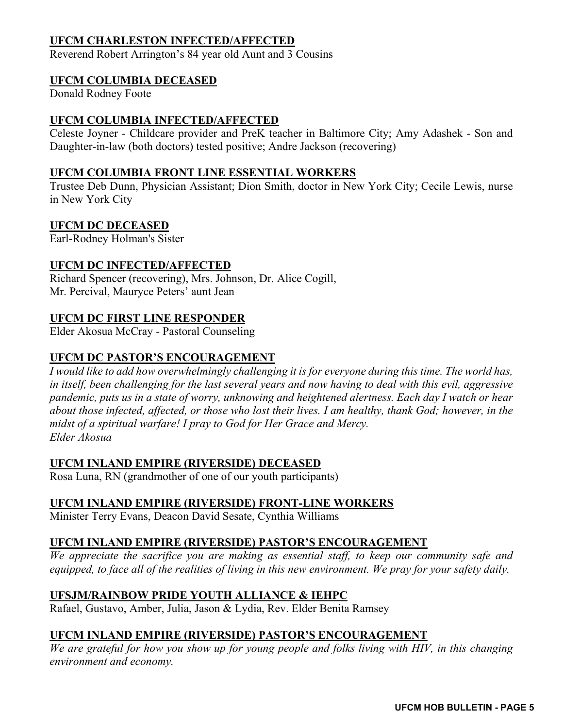## UFCM CHARLESTON INFECTED/AFFECTED

Reverend Robert Arrington's 84 year old Aunt and 3 Cousins

## UFCM COLUMBIA DECEASED

Donald Rodney Foote

## UFCM COLUMBIA INFECTED/AFFECTED

Celeste Joyner - Childcare provider and PreK teacher in Baltimore City; Amy Adashek - Son and Daughter-in-law (both doctors) tested positive; Andre Jackson (recovering)

## UFCM COLUMBIA FRONT LINE ESSENTIAL WORKERS

Trustee Deb Dunn, Physician Assistant; Dion Smith, doctor in New York City; Cecile Lewis, nurse in New York City

## UFCM DC DECEASED

Earl-Rodney Holman's Sister

## UFCM DC INFECTED/AFFECTED

Richard Spencer (recovering), Mrs. Johnson, Dr. Alice Cogill,
Mr. Percival, Mauryce Peters' aunt Jean

## UFCM DC FIRST LINE RESPONDER

Elder Akosua McCray - Pastoral Counseling

## UFCM DC PASTOR'S ENCOURAGEMENT

*I would like to add how overwhelmingly challenging it is for everyone during this time. The world has, in itself, been challenging for the last several years and now having to deal with this evil, aggressive pandemic, puts us in a state of worry, unknowing and heightened alertness. Each day I watch or hear about those infected, affected, or those who lost their lives. I am healthy, thank God; however, in the midst of a spiritual warfare! I pray to God for Her Grace and Mercy.*
*Elder Akosua*

## UFCM INLAND EMPIRE (RIVERSIDE) DECEASED

Rosa Luna, RN (grandmother of one of our youth participants)

## UFCM INLAND EMPIRE (RIVERSIDE) FRONT-LINE WORKERS

Minister Terry Evans, Deacon David Sesate, Cynthia Williams

## UFCM INLAND EMPIRE (RIVERSIDE) PASTOR'S ENCOURAGEMENT

*We appreciate the sacrifice you are making as essential staff, to keep our community safe and equipped, to face all of the realities of living in this new environment. We pray for your safety daily.*

## UFSJM/RAINBOW PRIDE YOUTH ALLIANCE & IEHPC

Rafael, Gustavo, Amber, Julia, Jason & Lydia, Rev. Elder Benita Ramsey

## UFCM INLAND EMPIRE (RIVERSIDE) PASTOR'S ENCOURAGEMENT

*We are grateful for how you show up for young people and folks living with HIV, in this changing environment and economy.*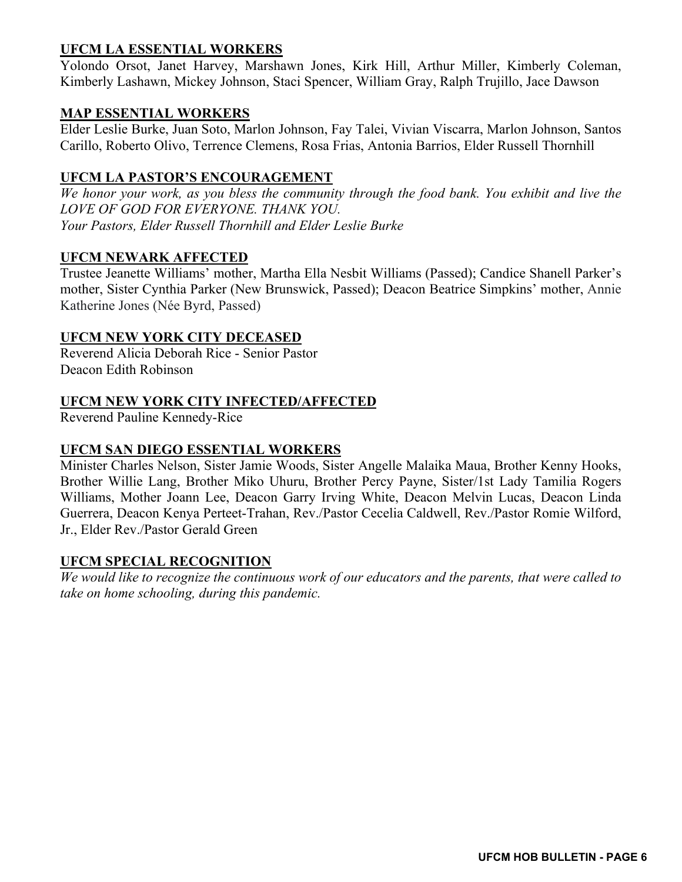## UFCM LA ESSENTIAL WORKERS

Yolondo Orsot, Janet Harvey, Marshawn Jones, Kirk Hill, Arthur Miller, Kimberly Coleman, Kimberly Lashawn, Mickey Johnson, Staci Spencer, William Gray, Ralph Trujillo, Jace Dawson

## MAP ESSENTIAL WORKERS

Elder Leslie Burke, Juan Soto, Marlon Johnson, Fay Talei, Vivian Viscarra, Marlon Johnson, Santos Carillo, Roberto Olivo, Terrence Clemens, Rosa Frias, Antonia Barrios, Elder Russell Thornhill

## UFCM LA PASTOR'S ENCOURAGEMENT

*We honor your work, as you bless the community through the food bank. You exhibit and live the LOVE OF GOD FOR EVERYONE. THANK YOU.*
*Your Pastors, Elder Russell Thornhill and Elder Leslie Burke*

## UFCM NEWARK AFFECTED

Trustee Jeanette Williams' mother, Martha Ella Nesbit Williams (Passed); Candice Shanell Parker's mother, Sister Cynthia Parker (New Brunswick, Passed); Deacon Beatrice Simpkins' mother, Annie Katherine Jones (Née Byrd, Passed)

## UFCM NEW YORK CITY DECEASED

Reverend Alicia Deborah Rice - Senior Pastor
Deacon Edith Robinson

## UFCM NEW YORK CITY INFECTED/AFFECTED

Reverend Pauline Kennedy-Rice

## UFCM SAN DIEGO ESSENTIAL WORKERS

Minister Charles Nelson, Sister Jamie Woods, Sister Angelle Malaika Maua, Brother Kenny Hooks, Brother Willie Lang, Brother Miko Uhuru, Brother Percy Payne, Sister/1st Lady Tamilia Rogers Williams, Mother Joann Lee, Deacon Garry Irving White, Deacon Melvin Lucas, Deacon Linda Guerrera, Deacon Kenya Perteet-Trahan, Rev./Pastor Cecelia Caldwell, Rev./Pastor Romie Wilford, Jr., Elder Rev./Pastor Gerald Green

## UFCM SPECIAL RECOGNITION

*We would like to recognize the continuous work of our educators and the parents, that were called to take on home schooling, during this pandemic.*